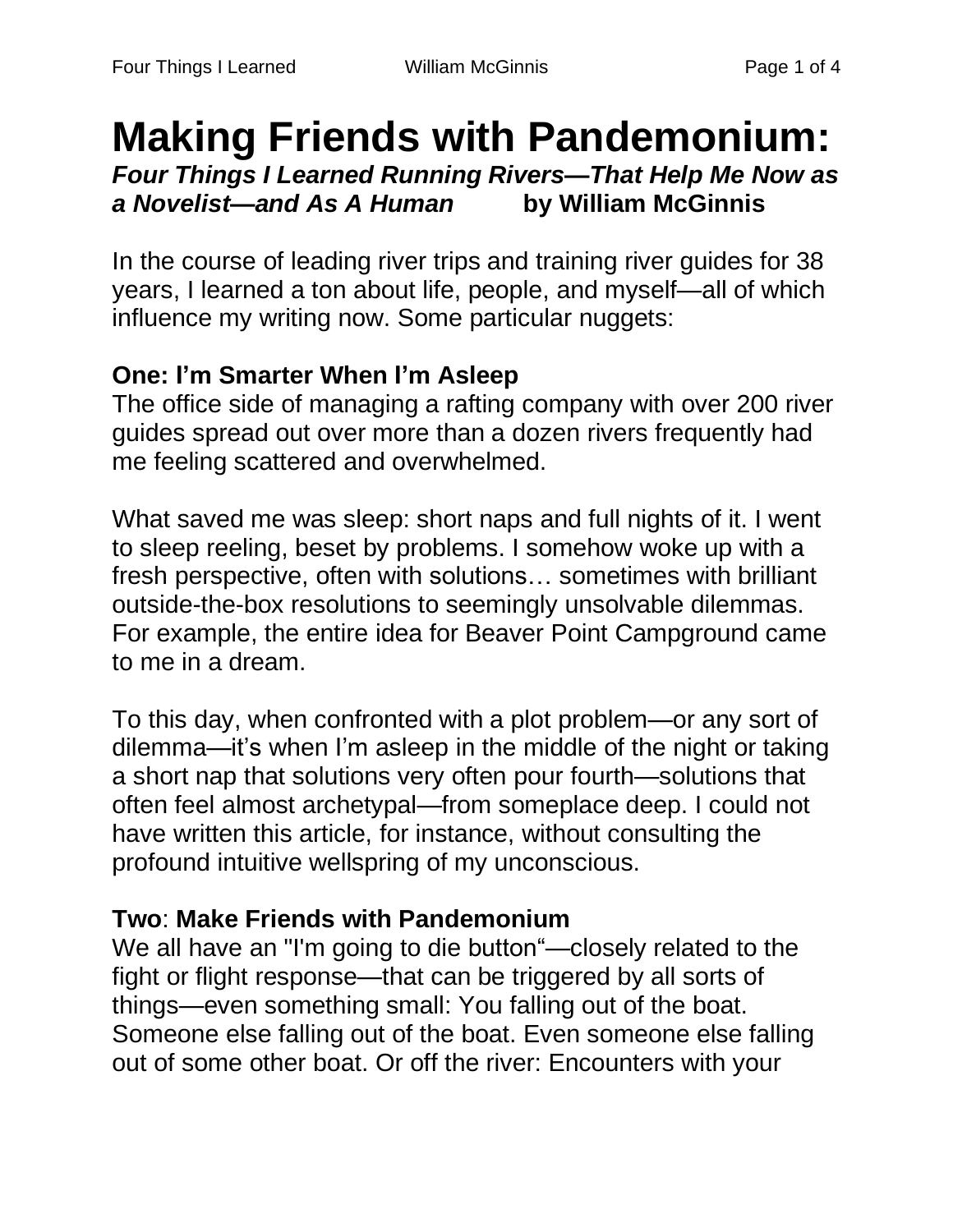# Making Friends with Pandemonium:

***Four Things I Learned Running Rivers—That Help Me Now as a Novelist—and As A Human*** **by William McGinnis**

In the course of leading river trips and training river guides for 38 years, I learned a ton about life, people, and myself—all of which influence my writing now. Some particular nuggets:

## One: I'm Smarter When I'm Asleep

The office side of managing a rafting company with over 200 river guides spread out over more than a dozen rivers frequently had me feeling scattered and overwhelmed.

What saved me was sleep: short naps and full nights of it. I went to sleep reeling, beset by problems. I somehow woke up with a fresh perspective, often with solutions… sometimes with brilliant outside-the-box resolutions to seemingly unsolvable dilemmas. For example, the entire idea for Beaver Point Campground came to me in a dream.

To this day, when confronted with a plot problem—or any sort of dilemma—it's when I'm asleep in the middle of the night or taking a short nap that solutions very often pour fourth—solutions that often feel almost archetypal—from someplace deep. I could not have written this article, for instance, without consulting the profound intuitive wellspring of my unconscious.

## Two: Make Friends with Pandemonium

We all have an "I'm going to die button"—closely related to the fight or flight response—that can be triggered by all sorts of things—even something small: You falling out of the boat. Someone else falling out of the boat. Even someone else falling out of some other boat. Or off the river: Encounters with your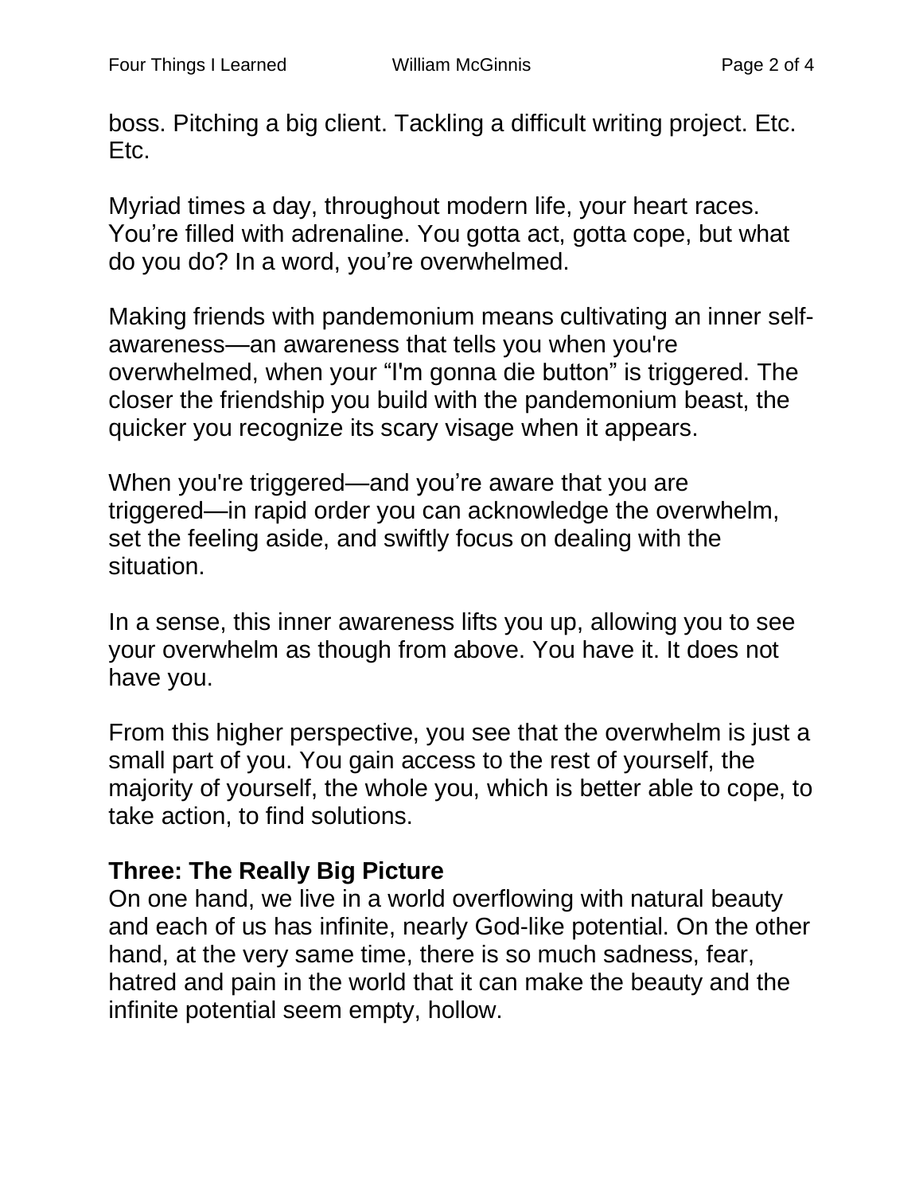boss. Pitching a big client. Tackling a difficult writing project. Etc. Etc.

Myriad times a day, throughout modern life, your heart races. You're filled with adrenaline. You gotta act, gotta cope, but what do you do? In a word, you're overwhelmed.

Making friends with pandemonium means cultivating an inner self-awareness—an awareness that tells you when you're overwhelmed, when your "I'm gonna die button" is triggered. The closer the friendship you build with the pandemonium beast, the quicker you recognize its scary visage when it appears.

When you're triggered—and you're aware that you are triggered—in rapid order you can acknowledge the overwhelm, set the feeling aside, and swiftly focus on dealing with the situation.

In a sense, this inner awareness lifts you up, allowing you to see your overwhelm as though from above. You have it. It does not have you.

From this higher perspective, you see that the overwhelm is just a small part of you. You gain access to the rest of yourself, the majority of yourself, the whole you, which is better able to cope, to take action, to find solutions.

**Three: The Really Big Picture**

On one hand, we live in a world overflowing with natural beauty and each of us has infinite, nearly God-like potential. On the other hand, at the very same time, there is so much sadness, fear, hatred and pain in the world that it can make the beauty and the infinite potential seem empty, hollow.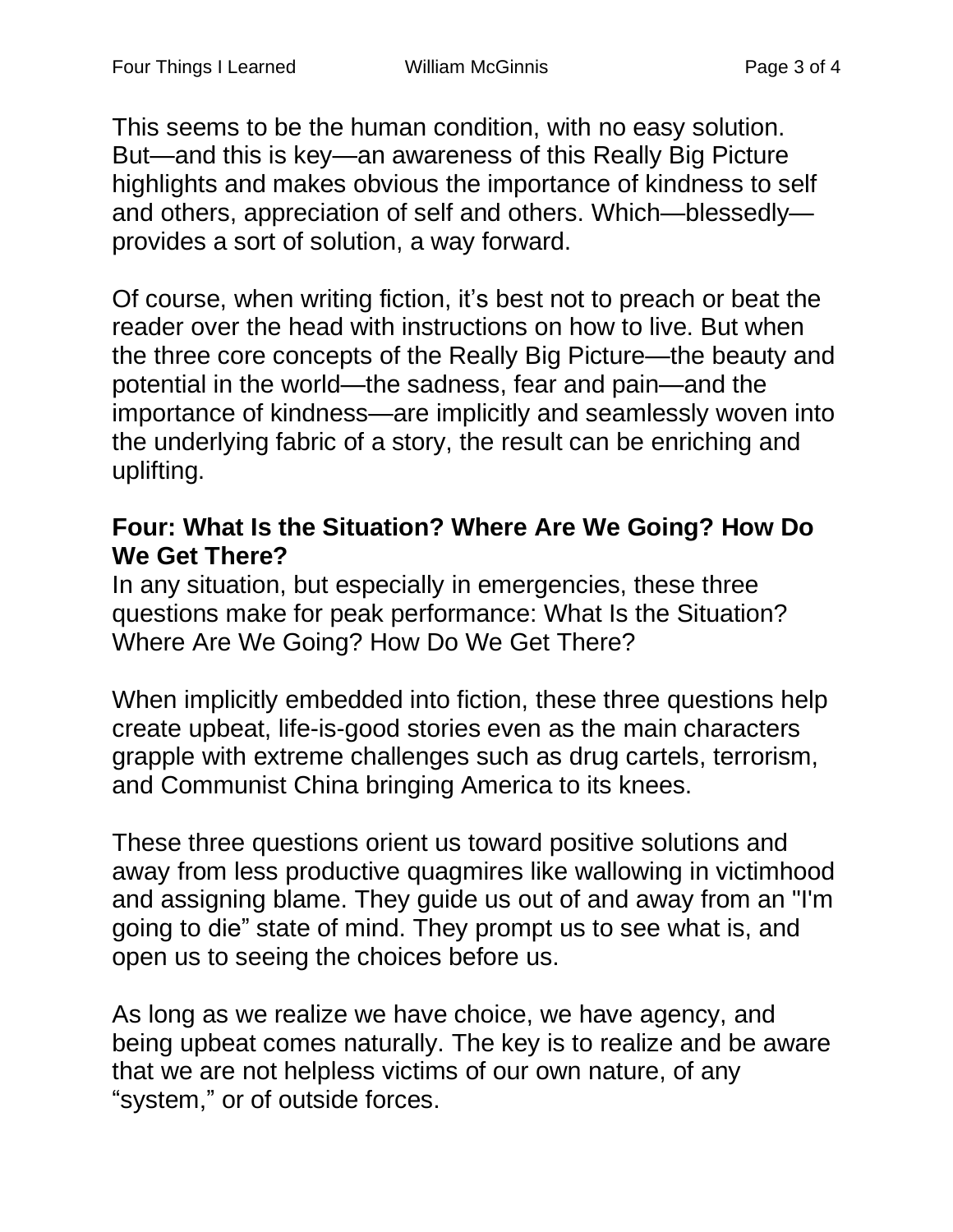This seems to be the human condition, with no easy solution. But—and this is key—an awareness of this Really Big Picture highlights and makes obvious the importance of kindness to self and others, appreciation of self and others. Which—blessedly—provides a sort of solution, a way forward.

Of course, when writing fiction, it's best not to preach or beat the reader over the head with instructions on how to live. But when the three core concepts of the Really Big Picture—the beauty and potential in the world—the sadness, fear and pain—and the importance of kindness—are implicitly and seamlessly woven into the underlying fabric of a story, the result can be enriching and uplifting.

**Four: What Is the Situation? Where Are We Going? How Do We Get There?**

In any situation, but especially in emergencies, these three questions make for peak performance: What Is the Situation? Where Are We Going? How Do We Get There?

When implicitly embedded into fiction, these three questions help create upbeat, life-is-good stories even as the main characters grapple with extreme challenges such as drug cartels, terrorism, and Communist China bringing America to its knees.

These three questions orient us toward positive solutions and away from less productive quagmires like wallowing in victimhood and assigning blame. They guide us out of and away from an "I'm going to die" state of mind. They prompt us to see what is, and open us to seeing the choices before us.

As long as we realize we have choice, we have agency, and being upbeat comes naturally. The key is to realize and be aware that we are not helpless victims of our own nature, of any "system," or of outside forces.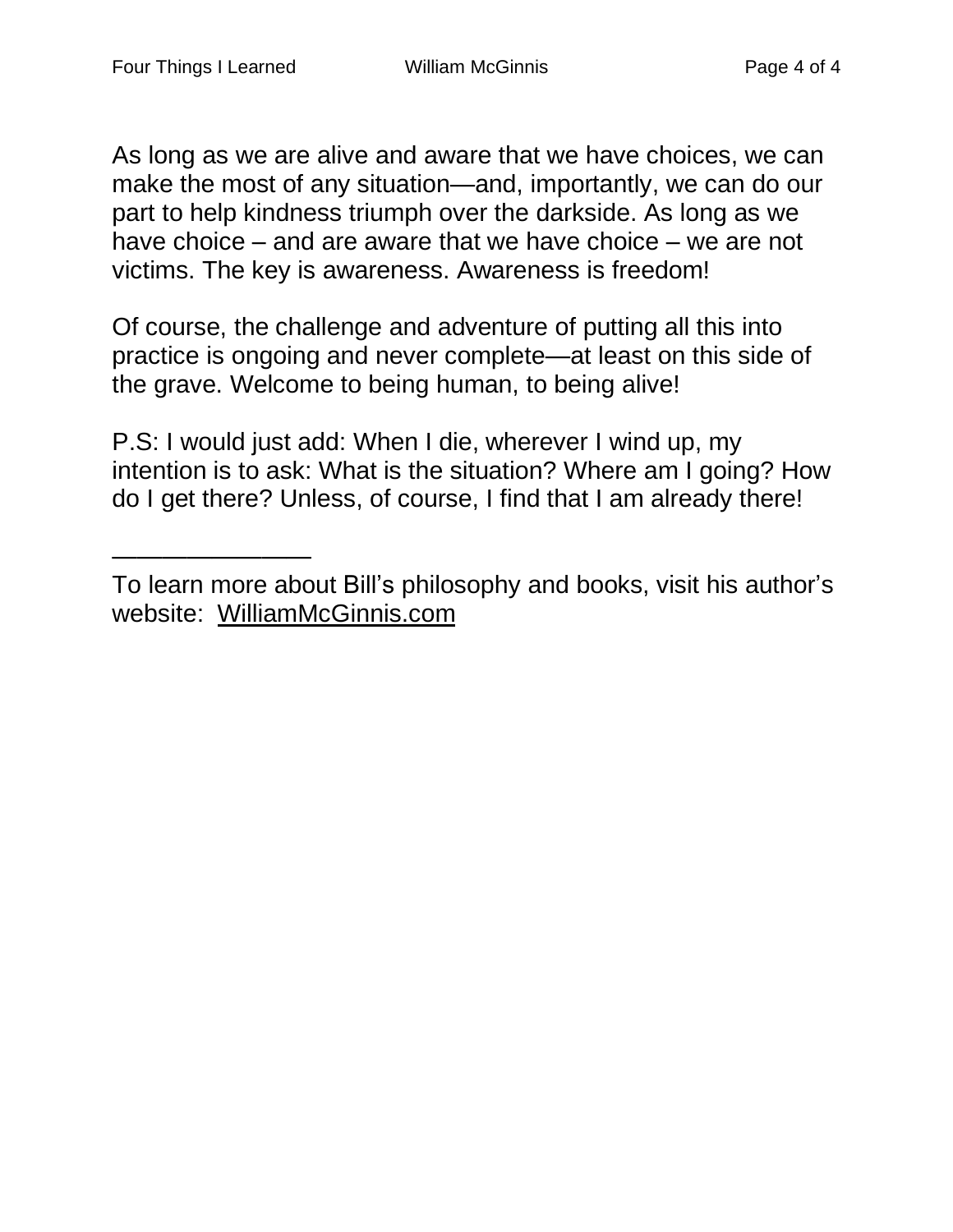As long as we are alive and aware that we have choices, we can make the most of any situation—and, importantly, we can do our part to help kindness triumph over the darkside. As long as we have choice – and are aware that we have choice – we are not victims. The key is awareness. Awareness is freedom!

Of course, the challenge and adventure of putting all this into practice is ongoing and never complete—at least on this side of the grave. Welcome to being human, to being alive!

P.S: I would just add: When I die, wherever I wind up, my intention is to ask: What is the situation? Where am I going? How do I get there? Unless, of course, I find that I am already there!

______________

To learn more about Bill's philosophy and books, visit his author's website: WilliamMcGinnis.com